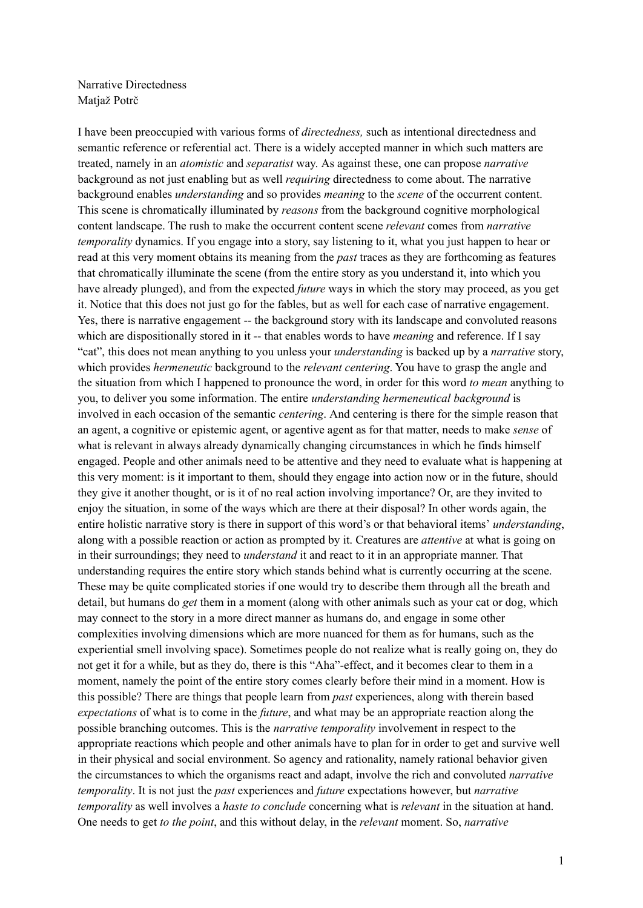Narrative Directedness
Matjaž Potrč

I have been preoccupied with various forms of *directedness,* such as intentional directedness and semantic reference or referential act. There is a widely accepted manner in which such matters are treated, namely in an *atomistic* and *separatist* way. As against these, one can propose *narrative* background as not just enabling but as well *requiring* directedness to come about. The narrative background enables *understanding* and so provides *meaning* to the *scene* of the occurrent content. This scene is chromatically illuminated by *reasons* from the background cognitive morphological content landscape. The rush to make the occurrent content scene *relevant* comes from *narrative temporality* dynamics. If you engage into a story, say listening to it, what you just happen to hear or read at this very moment obtains its meaning from the *past* traces as they are forthcoming as features that chromatically illuminate the scene (from the entire story as you understand it, into which you have already plunged), and from the expected *future* ways in which the story may proceed, as you get it. Notice that this does not just go for the fables, but as well for each case of narrative engagement. Yes, there is narrative engagement -- the background story with its landscape and convoluted reasons which are dispositionally stored in it -- that enables words to have *meaning* and reference. If I say "cat", this does not mean anything to you unless your *understanding* is backed up by a *narrative* story, which provides *hermeneutic* background to the *relevant centering*. You have to grasp the angle and the situation from which I happened to pronounce the word, in order for this word *to mean* anything to you, to deliver you some information. The entire *understanding hermeneutical background* is involved in each occasion of the semantic *centering*. And centering is there for the simple reason that an agent, a cognitive or epistemic agent, or agentive agent as for that matter, needs to make *sense* of what is relevant in always already dynamically changing circumstances in which he finds himself engaged. People and other animals need to be attentive and they need to evaluate what is happening at this very moment: is it important to them, should they engage into action now or in the future, should they give it another thought, or is it of no real action involving importance? Or, are they invited to enjoy the situation, in some of the ways which are there at their disposal? In other words again, the entire holistic narrative story is there in support of this word's or that behavioral items' *understanding*, along with a possible reaction or action as prompted by it. Creatures are *attentive* at what is going on in their surroundings; they need to *understand* it and react to it in an appropriate manner. That understanding requires the entire story which stands behind what is currently occurring at the scene. These may be quite complicated stories if one would try to describe them through all the breath and detail, but humans do *get* them in a moment (along with other animals such as your cat or dog, which may connect to the story in a more direct manner as humans do, and engage in some other complexities involving dimensions which are more nuanced for them as for humans, such as the experiential smell involving space). Sometimes people do not realize what is really going on, they do not get it for a while, but as they do, there is this "Aha"-effect, and it becomes clear to them in a moment, namely the point of the entire story comes clearly before their mind in a moment. How is this possible? There are things that people learn from *past* experiences, along with therein based *expectations* of what is to come in the *future*, and what may be an appropriate reaction along the possible branching outcomes. This is the *narrative temporality* involvement in respect to the appropriate reactions which people and other animals have to plan for in order to get and survive well in their physical and social environment. So agency and rationality, namely rational behavior given the circumstances to which the organisms react and adapt, involve the rich and convoluted *narrative temporality*. It is not just the *past* experiences and *future* expectations however, but *narrative temporality* as well involves a *haste to conclude* concerning what is *relevant* in the situation at hand. One needs to get *to the point*, and this without delay, in the *relevant* moment. So, *narrative*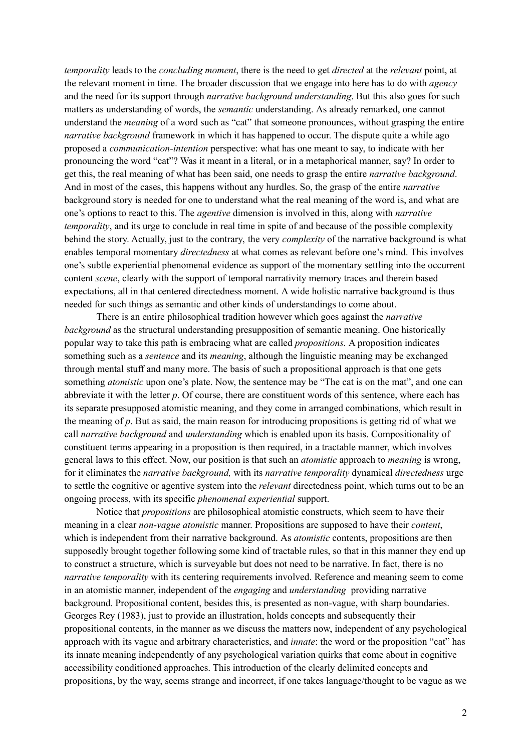*temporality* leads to the *concluding moment*, there is the need to get *directed* at the *relevant* point, at the relevant moment in time. The broader discussion that we engage into here has to do with *agency* and the need for its support through *narrative background understanding*. But this also goes for such matters as understanding of words, the *semantic* understanding. As already remarked, one cannot understand the *meaning* of a word such as "cat" that someone pronounces, without grasping the entire *narrative background* framework in which it has happened to occur. The dispute quite a while ago proposed a *communication-intention* perspective: what has one meant to say, to indicate with her pronouncing the word "cat"? Was it meant in a literal, or in a metaphorical manner, say? In order to get this, the real meaning of what has been said, one needs to grasp the entire *narrative background*. And in most of the cases, this happens without any hurdles. So, the grasp of the entire *narrative* background story is needed for one to understand what the real meaning of the word is, and what are one's options to react to this. The *agentive* dimension is involved in this, along with *narrative temporality*, and its urge to conclude in real time in spite of and because of the possible complexity behind the story. Actually, just to the contrary, the very *complexity* of the narrative background is what enables temporal momentary *directedness* at what comes as relevant before one's mind. This involves one's subtle experiential phenomenal evidence as support of the momentary settling into the occurrent content *scene*, clearly with the support of temporal narrativity memory traces and therein based expectations, all in that centered directedness moment. A wide holistic narrative background is thus needed for such things as semantic and other kinds of understandings to come about.

There is an entire philosophical tradition however which goes against the *narrative background* as the structural understanding presupposition of semantic meaning. One historically popular way to take this path is embracing what are called *propositions.* A proposition indicates something such as a *sentence* and its *meaning*, although the linguistic meaning may be exchanged through mental stuff and many more. The basis of such a propositional approach is that one gets something *atomistic* upon one's plate. Now, the sentence may be "The cat is on the mat", and one can abbreviate it with the letter *p*. Of course, there are constituent words of this sentence, where each has its separate presupposed atomistic meaning, and they come in arranged combinations, which result in the meaning of *p*. But as said, the main reason for introducing propositions is getting rid of what we call *narrative background* and *understanding* which is enabled upon its basis. Compositionality of constituent terms appearing in a proposition is then required, in a tractable manner, which involves general laws to this effect. Now, our position is that such an *atomistic* approach to *meaning* is wrong, for it eliminates the *narrative background,* with its *narrative temporality* dynamical *directedness* urge to settle the cognitive or agentive system into the *relevant* directedness point, which turns out to be an ongoing process, with its specific *phenomenal experiential* support.

Notice that *propositions* are philosophical atomistic constructs, which seem to have their meaning in a clear *non-vague atomistic* manner. Propositions are supposed to have their *content*, which is independent from their narrative background. As *atomistic* contents, propositions are then supposedly brought together following some kind of tractable rules, so that in this manner they end up to construct a structure, which is surveyable but does not need to be narrative. In fact, there is no *narrative temporality* with its centering requirements involved. Reference and meaning seem to come in an atomistic manner, independent of the *engaging* and *understanding* providing narrative background. Propositional content, besides this, is presented as non-vague, with sharp boundaries. Georges Rey (1983), just to provide an illustration, holds concepts and subsequently their propositional contents, in the manner as we discuss the matters now, independent of any psychological approach with its vague and arbitrary characteristics, and *innate*: the word or the proposition "cat" has its innate meaning independently of any psychological variation quirks that come about in cognitive accessibility conditioned approaches. This introduction of the clearly delimited concepts and propositions, by the way, seems strange and incorrect, if one takes language/thought to be vague as we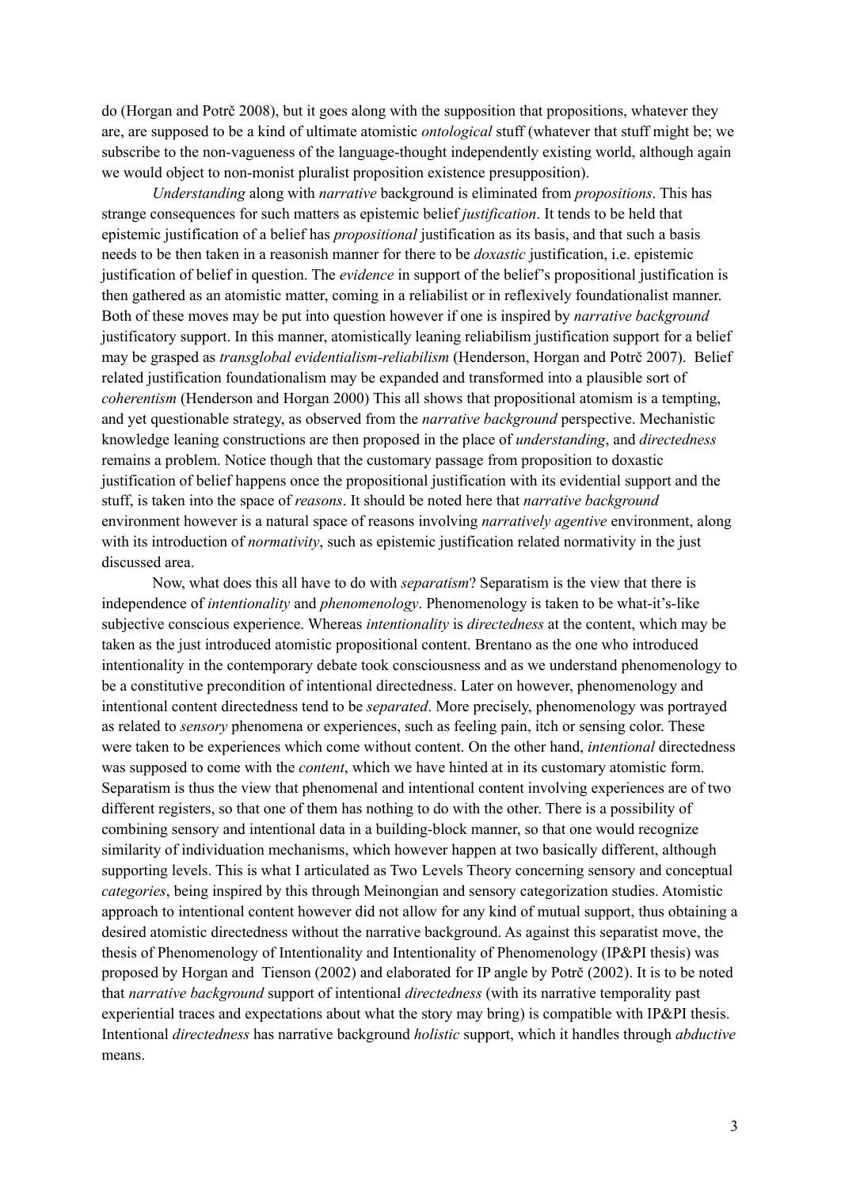do (Horgan and Potrč 2008), but it goes along with the supposition that propositions, whatever they are, are supposed to be a kind of ultimate atomistic *ontological* stuff (whatever that stuff might be; we subscribe to the non-vagueness of the language-thought independently existing world, although again we would object to non-monist pluralist proposition existence presupposition).

*Understanding* along with *narrative* background is eliminated from *propositions*. This has strange consequences for such matters as epistemic belief *justification*. It tends to be held that epistemic justification of a belief has *propositional* justification as its basis, and that such a basis needs to be then taken in a reasonish manner for there to be *doxastic* justification, i.e. epistemic justification of belief in question. The *evidence* in support of the belief's propositional justification is then gathered as an atomistic matter, coming in a reliabilist or in reflexively foundationalist manner. Both of these moves may be put into question however if one is inspired by *narrative background* justificatory support. In this manner, atomistically leaning reliabilism justification support for a belief may be grasped as *transglobal evidentialism-reliabilism* (Henderson, Horgan and Potrč 2007). Belief related justification foundationalism may be expanded and transformed into a plausible sort of *coherentism* (Henderson and Horgan 2000) This all shows that propositional atomism is a tempting, and yet questionable strategy, as observed from the *narrative background* perspective. Mechanistic knowledge leaning constructions are then proposed in the place of *understanding*, and *directedness* remains a problem. Notice though that the customary passage from proposition to doxastic justification of belief happens once the propositional justification with its evidential support and the stuff, is taken into the space of *reasons*. It should be noted here that *narrative background* environment however is a natural space of reasons involving *narratively agentive* environment, along with its introduction of *normativity*, such as epistemic justification related normativity in the just discussed area.

Now, what does this all have to do with *separatism*? Separatism is the view that there is independence of *intentionality* and *phenomenology*. Phenomenology is taken to be what-it's-like subjective conscious experience. Whereas *intentionality* is *directedness* at the content, which may be taken as the just introduced atomistic propositional content. Brentano as the one who introduced intentionality in the contemporary debate took consciousness and as we understand phenomenology to be a constitutive precondition of intentional directedness. Later on however, phenomenology and intentional content directedness tend to be *separated*. More precisely, phenomenology was portrayed as related to *sensory* phenomena or experiences, such as feeling pain, itch or sensing color. These were taken to be experiences which come without content. On the other hand, *intentional* directedness was supposed to come with the *content*, which we have hinted at in its customary atomistic form. Separatism is thus the view that phenomenal and intentional content involving experiences are of two different registers, so that one of them has nothing to do with the other. There is a possibility of combining sensory and intentional data in a building-block manner, so that one would recognize similarity of individuation mechanisms, which however happen at two basically different, although supporting levels. This is what I articulated as Two Levels Theory concerning sensory and conceptual *categories*, being inspired by this Meinongian and sensory categorization studies. Atomistic approach to intentional content however did not allow for any kind of mutual support, thus obtaining a desired atomistic directedness without the narrative background. As against this separatist move, the thesis of Phenomenology of Intentionality and Intentionality of Phenomenology (IP&PI thesis) was proposed by Horgan and Tienson (2002) and elaborated for IP angle by Potrč (2002). It is to be noted that *narrative background* support of intentional *directedness* (with its narrative temporality past experiential traces and expectations about what the story may bring) is compatible with IP&PI thesis. Intentional *directedness* has narrative background *holistic* support, which it handles through *abductive* means.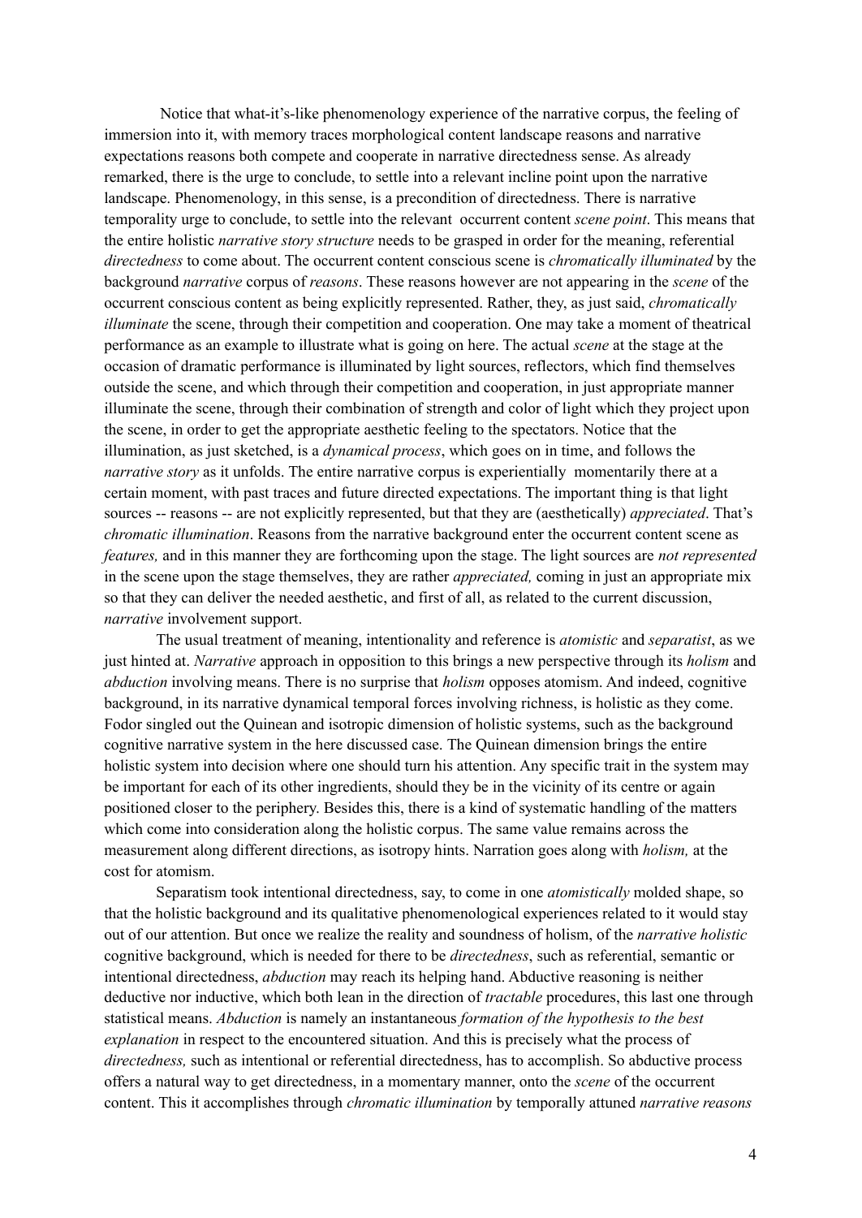Notice that what-it's-like phenomenology experience of the narrative corpus, the feeling of immersion into it, with memory traces morphological content landscape reasons and narrative expectations reasons both compete and cooperate in narrative directedness sense. As already remarked, there is the urge to conclude, to settle into a relevant incline point upon the narrative landscape. Phenomenology, in this sense, is a precondition of directedness. There is narrative temporality urge to conclude, to settle into the relevant occurrent content *scene point*. This means that the entire holistic *narrative story structure* needs to be grasped in order for the meaning, referential *directedness* to come about. The occurrent content conscious scene is *chromatically illuminated* by the background *narrative* corpus of *reasons*. These reasons however are not appearing in the *scene* of the occurrent conscious content as being explicitly represented. Rather, they, as just said, *chromatically illuminate* the scene, through their competition and cooperation. One may take a moment of theatrical performance as an example to illustrate what is going on here. The actual *scene* at the stage at the occasion of dramatic performance is illuminated by light sources, reflectors, which find themselves outside the scene, and which through their competition and cooperation, in just appropriate manner illuminate the scene, through their combination of strength and color of light which they project upon the scene, in order to get the appropriate aesthetic feeling to the spectators. Notice that the illumination, as just sketched, is a *dynamical process*, which goes on in time, and follows the *narrative story* as it unfolds. The entire narrative corpus is experientially momentarily there at a certain moment, with past traces and future directed expectations. The important thing is that light sources -- reasons -- are not explicitly represented, but that they are (aesthetically) *appreciated*. That's *chromatic illumination*. Reasons from the narrative background enter the occurrent content scene as *features,* and in this manner they are forthcoming upon the stage. The light sources are *not represented* in the scene upon the stage themselves, they are rather *appreciated,* coming in just an appropriate mix so that they can deliver the needed aesthetic, and first of all, as related to the current discussion, *narrative* involvement support.

The usual treatment of meaning, intentionality and reference is *atomistic* and *separatist*, as we just hinted at. *Narrative* approach in opposition to this brings a new perspective through its *holism* and *abduction* involving means. There is no surprise that *holism* opposes atomism. And indeed, cognitive background, in its narrative dynamical temporal forces involving richness, is holistic as they come. Fodor singled out the Quinean and isotropic dimension of holistic systems, such as the background cognitive narrative system in the here discussed case. The Quinean dimension brings the entire holistic system into decision where one should turn his attention. Any specific trait in the system may be important for each of its other ingredients, should they be in the vicinity of its centre or again positioned closer to the periphery. Besides this, there is a kind of systematic handling of the matters which come into consideration along the holistic corpus. The same value remains across the measurement along different directions, as isotropy hints. Narration goes along with *holism,* at the cost for atomism.

Separatism took intentional directedness, say, to come in one *atomistically* molded shape, so that the holistic background and its qualitative phenomenological experiences related to it would stay out of our attention. But once we realize the reality and soundness of holism, of the *narrative holistic* cognitive background, which is needed for there to be *directedness*, such as referential, semantic or intentional directedness, *abduction* may reach its helping hand. Abductive reasoning is neither deductive nor inductive, which both lean in the direction of *tractable* procedures, this last one through statistical means. *Abduction* is namely an instantaneous *formation of the hypothesis to the best explanation* in respect to the encountered situation. And this is precisely what the process of *directedness,* such as intentional or referential directedness, has to accomplish. So abductive process offers a natural way to get directedness, in a momentary manner, onto the *scene* of the occurrent content. This it accomplishes through *chromatic illumination* by temporally attuned *narrative reasons*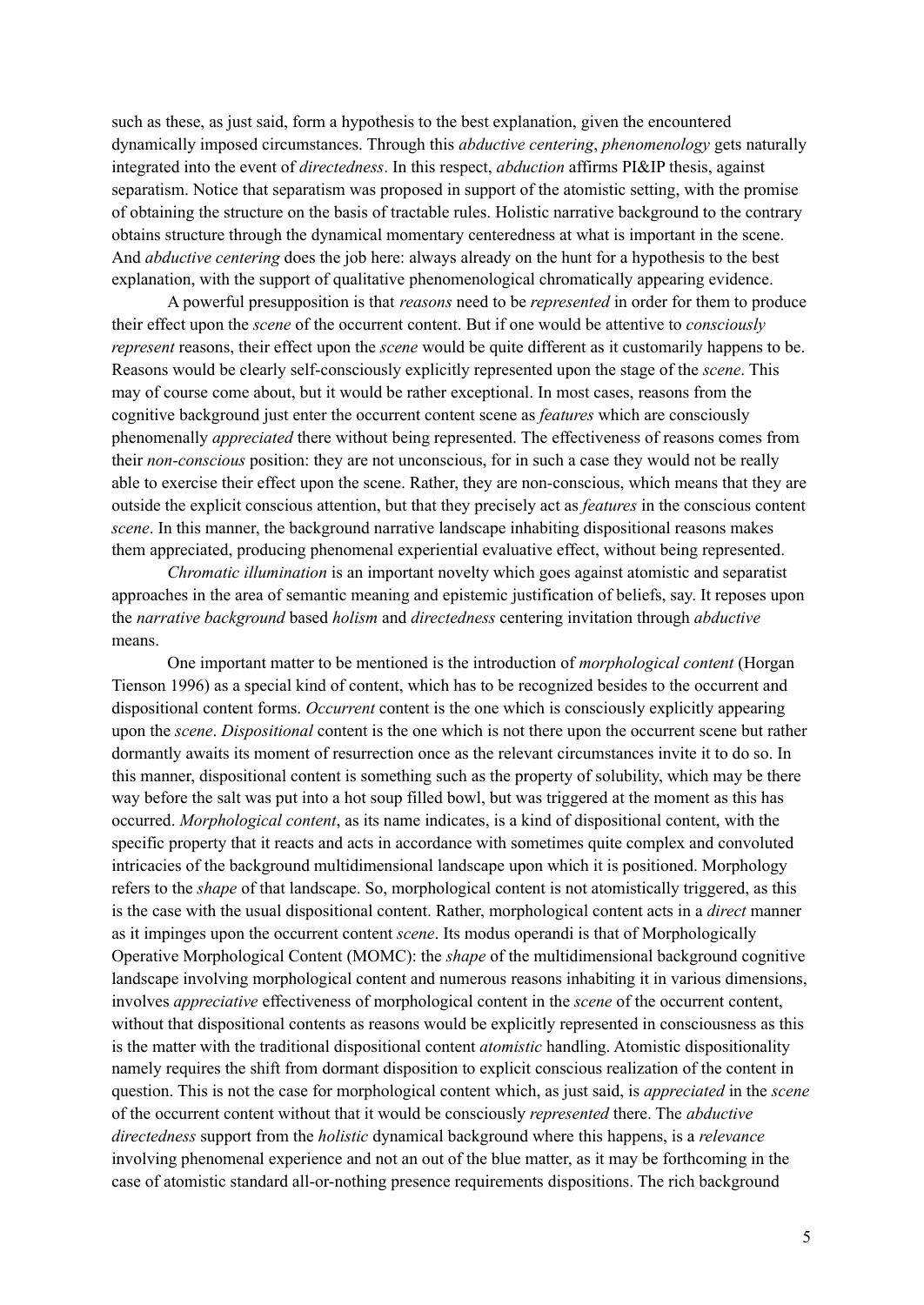such as these, as just said, form a hypothesis to the best explanation, given the encountered dynamically imposed circumstances. Through this *abductive centering*, *phenomenology* gets naturally integrated into the event of *directedness*. In this respect, *abduction* affirms PI&IP thesis, against separatism. Notice that separatism was proposed in support of the atomistic setting, with the promise of obtaining the structure on the basis of tractable rules. Holistic narrative background to the contrary obtains structure through the dynamical momentary centeredness at what is important in the scene. And *abductive centering* does the job here: always already on the hunt for a hypothesis to the best explanation, with the support of qualitative phenomenological chromatically appearing evidence.

A powerful presupposition is that *reasons* need to be *represented* in order for them to produce their effect upon the *scene* of the occurrent content. But if one would be attentive to *consciously represent* reasons, their effect upon the *scene* would be quite different as it customarily happens to be. Reasons would be clearly self-consciously explicitly represented upon the stage of the *scene*. This may of course come about, but it would be rather exceptional. In most cases, reasons from the cognitive background just enter the occurrent content scene as *features* which are consciously phenomenally *appreciated* there without being represented. The effectiveness of reasons comes from their *non-conscious* position: they are not unconscious, for in such a case they would not be really able to exercise their effect upon the scene. Rather, they are non-conscious, which means that they are outside the explicit conscious attention, but that they precisely act as *features* in the conscious content *scene*. In this manner, the background narrative landscape inhabiting dispositional reasons makes them appreciated, producing phenomenal experiential evaluative effect, without being represented.

*Chromatic illumination* is an important novelty which goes against atomistic and separatist approaches in the area of semantic meaning and epistemic justification of beliefs, say. It reposes upon the *narrative background* based *holism* and *directedness* centering invitation through *abductive* means.

One important matter to be mentioned is the introduction of *morphological content* (Horgan Tienson 1996) as a special kind of content, which has to be recognized besides to the occurrent and dispositional content forms. *Occurrent* content is the one which is consciously explicitly appearing upon the *scene*. *Dispositional* content is the one which is not there upon the occurrent scene but rather dormantly awaits its moment of resurrection once as the relevant circumstances invite it to do so. In this manner, dispositional content is something such as the property of solubility, which may be there way before the salt was put into a hot soup filled bowl, but was triggered at the moment as this has occurred. *Morphological content*, as its name indicates, is a kind of dispositional content, with the specific property that it reacts and acts in accordance with sometimes quite complex and convoluted intricacies of the background multidimensional landscape upon which it is positioned. Morphology refers to the *shape* of that landscape. So, morphological content is not atomistically triggered, as this is the case with the usual dispositional content. Rather, morphological content acts in a *direct* manner as it impinges upon the occurrent content *scene*. Its modus operandi is that of Morphologically Operative Morphological Content (MOMC): the *shape* of the multidimensional background cognitive landscape involving morphological content and numerous reasons inhabiting it in various dimensions, involves *appreciative* effectiveness of morphological content in the *scene* of the occurrent content, without that dispositional contents as reasons would be explicitly represented in consciousness as this is the matter with the traditional dispositional content *atomistic* handling. Atomistic dispositionality namely requires the shift from dormant disposition to explicit conscious realization of the content in question. This is not the case for morphological content which, as just said, is *appreciated* in the *scene* of the occurrent content without that it would be consciously *represented* there. The *abductive directedness* support from the *holistic* dynamical background where this happens, is a *relevance* involving phenomenal experience and not an out of the blue matter, as it may be forthcoming in the case of atomistic standard all-or-nothing presence requirements dispositions. The rich background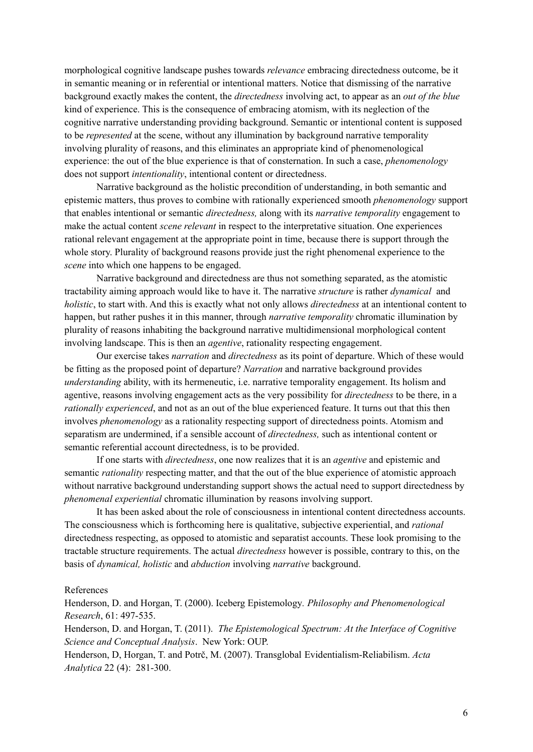morphological cognitive landscape pushes towards *relevance* embracing directedness outcome, be it in semantic meaning or in referential or intentional matters. Notice that dismissing of the narrative background exactly makes the content, the *directedness* involving act, to appear as an *out of the blue* kind of experience. This is the consequence of embracing atomism, with its neglection of the cognitive narrative understanding providing background. Semantic or intentional content is supposed to be *represented* at the scene, without any illumination by background narrative temporality involving plurality of reasons, and this eliminates an appropriate kind of phenomenological experience: the out of the blue experience is that of consternation. In such a case, *phenomenology* does not support *intentionality*, intentional content or directedness.

Narrative background as the holistic precondition of understanding, in both semantic and epistemic matters, thus proves to combine with rationally experienced smooth *phenomenology* support that enables intentional or semantic *directedness,* along with its *narrative temporality* engagement to make the actual content *scene relevant* in respect to the interpretative situation. One experiences rational relevant engagement at the appropriate point in time, because there is support through the whole story. Plurality of background reasons provide just the right phenomenal experience to the *scene* into which one happens to be engaged.

Narrative background and directedness are thus not something separated, as the atomistic tractability aiming approach would like to have it. The narrative *structure* is rather *dynamical* and *holistic*, to start with. And this is exactly what not only allows *directedness* at an intentional content to happen, but rather pushes it in this manner, through *narrative temporality* chromatic illumination by plurality of reasons inhabiting the background narrative multidimensional morphological content involving landscape. This is then an *agentive*, rationality respecting engagement.

Our exercise takes *narration* and *directedness* as its point of departure. Which of these would be fitting as the proposed point of departure? *Narration* and narrative background provides *understanding* ability, with its hermeneutic, i.e. narrative temporality engagement. Its holism and agentive, reasons involving engagement acts as the very possibility for *directedness* to be there, in a *rationally experienced*, and not as an out of the blue experienced feature. It turns out that this then involves *phenomenology* as a rationality respecting support of directedness points. Atomism and separatism are undermined, if a sensible account of *directedness,* such as intentional content or semantic referential account directedness, is to be provided.

If one starts with *directedness*, one now realizes that it is an *agentive* and epistemic and semantic *rationality* respecting matter, and that the out of the blue experience of atomistic approach without narrative background understanding support shows the actual need to support directedness by *phenomenal experiential* chromatic illumination by reasons involving support.

It has been asked about the role of consciousness in intentional content directedness accounts. The consciousness which is forthcoming here is qualitative, subjective experiential, and *rational* directedness respecting, as opposed to atomistic and separatist accounts. These look promising to the tractable structure requirements. The actual *directedness* however is possible, contrary to this, on the basis of *dynamical, holistic* and *abduction* involving *narrative* background.

References

Henderson, D. and Horgan, T. (2000). Iceberg Epistemology. *Philosophy and Phenomenological Research*, 61: 497-535.

Henderson, D. and Horgan, T. (2011). *The Epistemological Spectrum: At the Interface of Cognitive Science and Conceptual Analysis*. New York: OUP.

Henderson, D, Horgan, T. and Potrč, M. (2007). Transglobal Evidentialism-Reliabilism. *Acta Analytica* 22 (4): 281-300.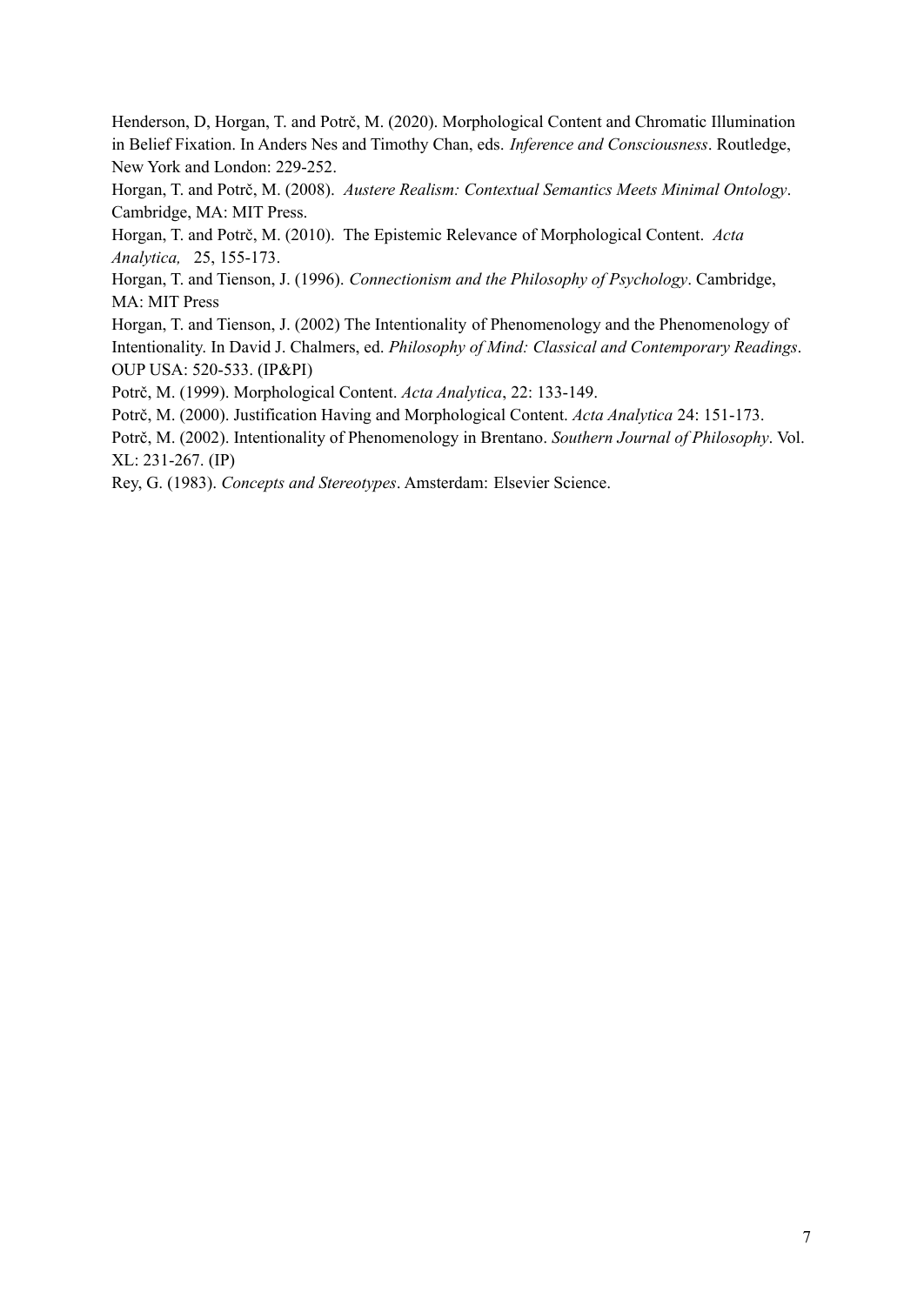Henderson, D, Horgan, T. and Potrč, M. (2020). Morphological Content and Chromatic Illumination in Belief Fixation. In Anders Nes and Timothy Chan, eds. *Inference and Consciousness*. Routledge, New York and London: 229-252.

Horgan, T. and Potrč, M. (2008). *Austere Realism: Contextual Semantics Meets Minimal Ontology*. Cambridge, MA: MIT Press.

Horgan, T. and Potrč, M. (2010). The Epistemic Relevance of Morphological Content. *Acta Analytica,* 25, 155-173.

Horgan, T. and Tienson, J. (1996). *Connectionism and the Philosophy of Psychology*. Cambridge, MA: MIT Press

Horgan, T. and Tienson, J. (2002) The Intentionality of Phenomenology and the Phenomenology of Intentionality. In David J. Chalmers, ed. *Philosophy of Mind: Classical and Contemporary Readings*. OUP USA: 520-533. (IP&PI)

Potrč, M. (1999). Morphological Content. *Acta Analytica*, 22: 133-149.

Potrč, M. (2000). Justification Having and Morphological Content. *Acta Analytica* 24: 151-173.

Potrč, M. (2002). Intentionality of Phenomenology in Brentano. *Southern Journal of Philosophy*. Vol. XL: 231-267. (IP)

Rey, G. (1983). *Concepts and Stereotypes*. Amsterdam: Elsevier Science.